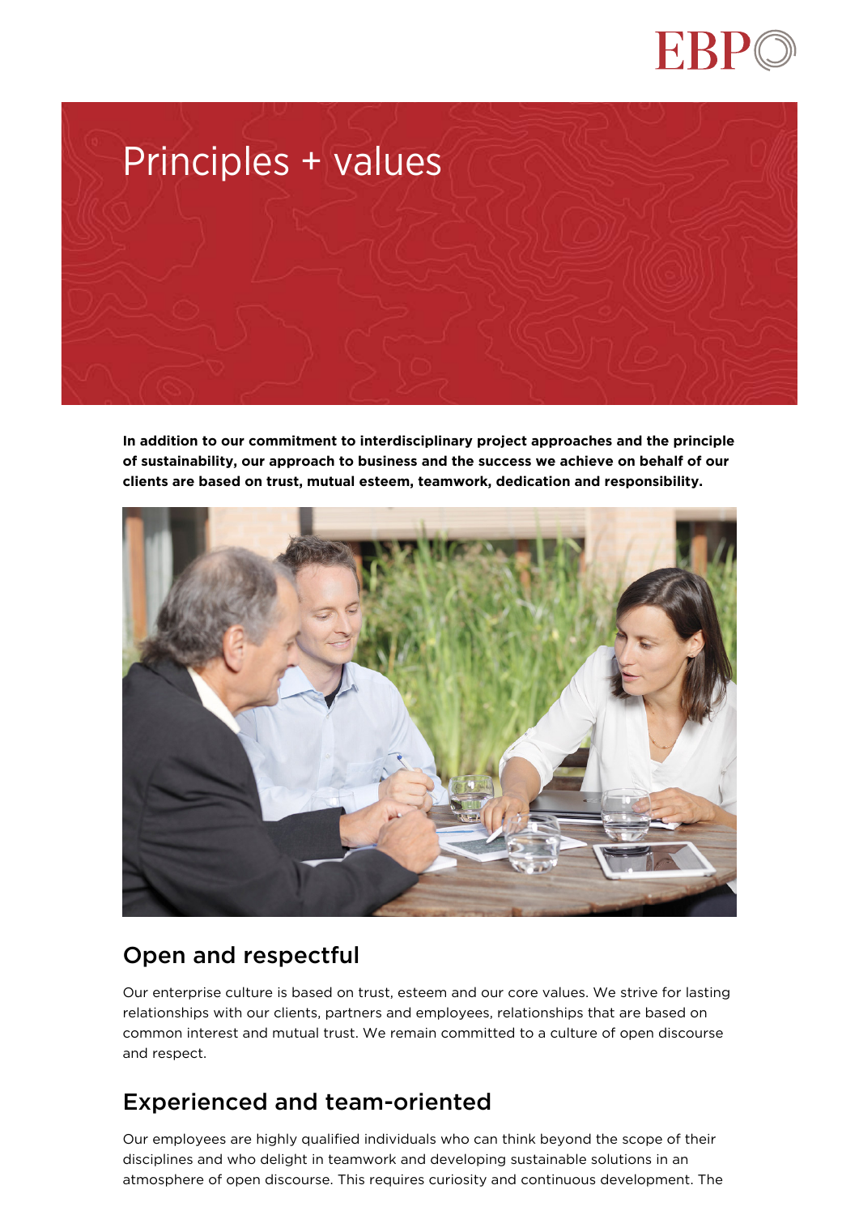# Principles + values

**In addition to our commitment to interdisciplinary project approaches and the principle of sustainability, our approach to business and the success we achieve on behalf of our clients are based on trust, mutual esteem, teamwork, dedication and responsibility.**

## Open and respectful

Our enterprise culture is based on trust, esteem and our core values. We strive for lasting relationships with our clients, partners and employees, relationships that are based on common interest and mutual trust. We remain committed to a culture of open discourse and respect.

## Experienced and team-oriented

Our employees are highly qualified individuals who can think beyond the scope of their disciplines and who delight in teamwork and developing sustainable solutions in an atmosphere of open discourse. This requires curiosity and continuous development. The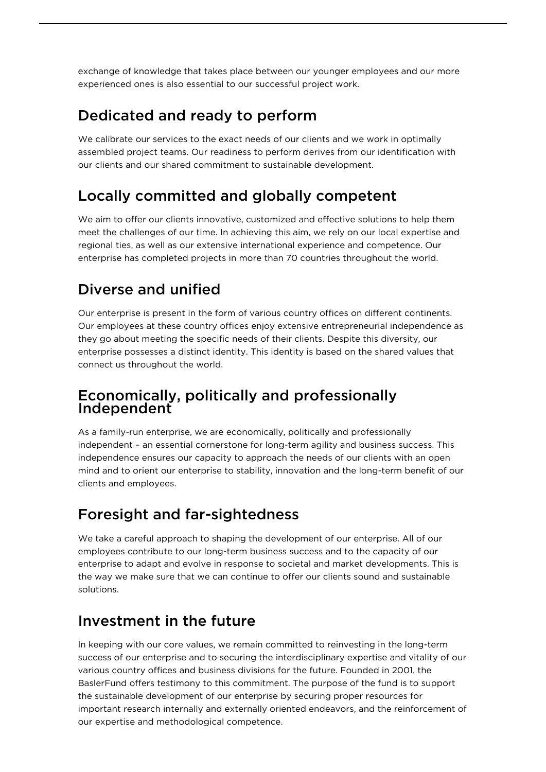exchange of knowledge that takes place between our younger employees and our more experienced ones is also essential to our successful project work.

## Dedicated and ready to perform

We calibrate our services to the exact needs of our clients and we work in optimally assembled project teams. Our readiness to perform derives from our identification with our clients and our shared commitment to sustainable development.

## Locally committed and globally competent

We aim to offer our clients innovative, customized and effective solutions to help them meet the challenges of our time. In achieving this aim, we rely on our local expertise and regional ties, as well as our extensive international experience and competence. Our enterprise has completed projects in more than 70 countries throughout the world.

## Diverse and unified

Our enterprise is present in the form of various country offices on different continents. Our employees at these country offices enjoy extensive entrepreneurial independence as they go about meeting the specific needs of their clients. Despite this diversity, our enterprise possesses a distinct identity. This identity is based on the shared values that connect us throughout the world.

## Economically, politically and professionally Independent

As a family-run enterprise, we are economically, politically and professionally independent – an essential cornerstone for long-term agility and business success. This independence ensures our capacity to approach the needs of our clients with an open mind and to orient our enterprise to stability, innovation and the long-term benefit of our clients and employees.

## Foresight and far-sightedness

We take a careful approach to shaping the development of our enterprise. All of our employees contribute to our long-term business success and to the capacity of our enterprise to adapt and evolve in response to societal and market developments. This is the way we make sure that we can continue to offer our clients sound and sustainable solutions.

## Investment in the future

In keeping with our core values, we remain committed to reinvesting in the long-term success of our enterprise and to securing the interdisciplinary expertise and vitality of our various country offices and business divisions for the future. Founded in 2001, the BaslerFund offers testimony to this commitment. The purpose of the fund is to support the sustainable development of our enterprise by securing proper resources for important research internally and externally oriented endeavors, and the reinforcement of our expertise and methodological competence.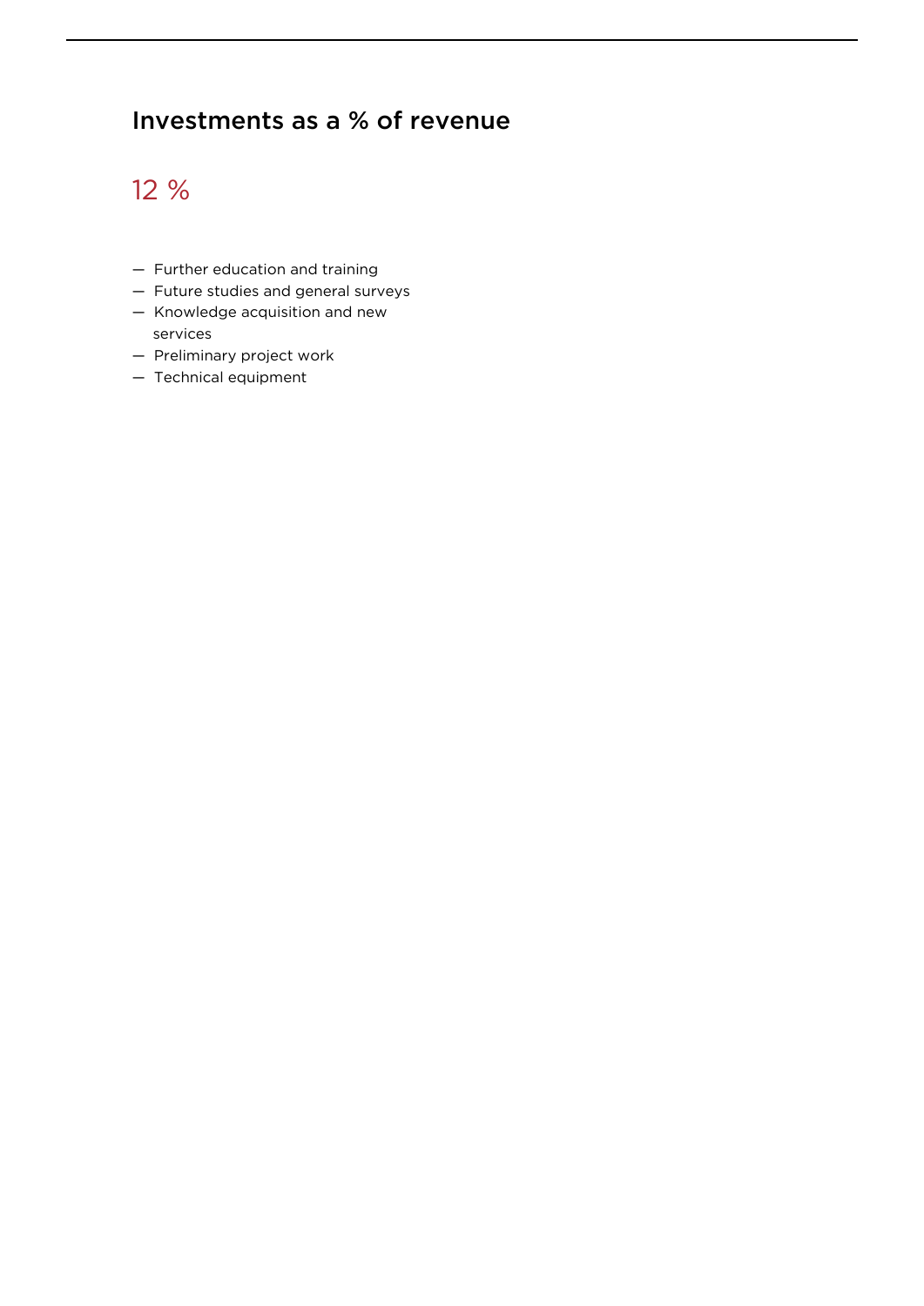## Investments as a % of revenue

12 %

- Further education and training
- Future studies and general surveys
- Knowledge acquisition and new services
- Preliminary project work
- Technical equipment